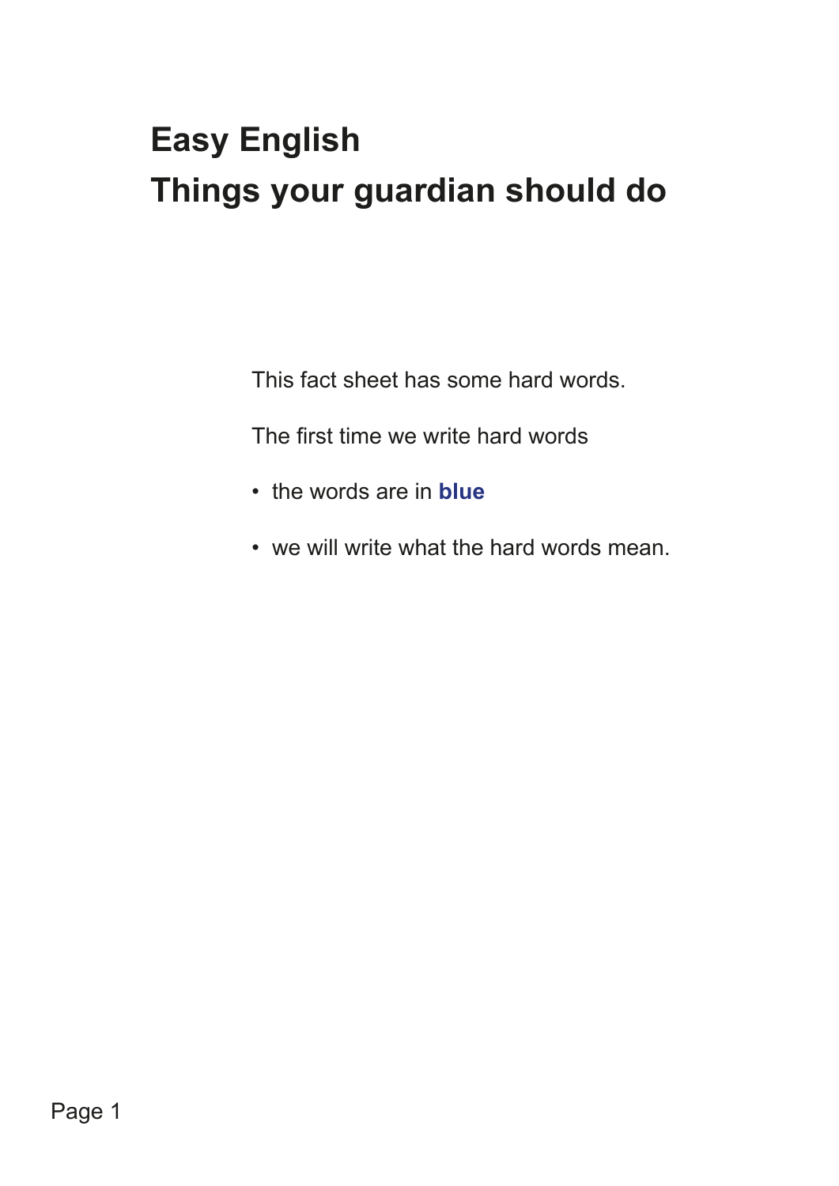# Easy English
# Things your guardian should do

This fact sheet has some hard words.

The first time we write hard words

- the words are in **blue**
- we will write what the hard words mean.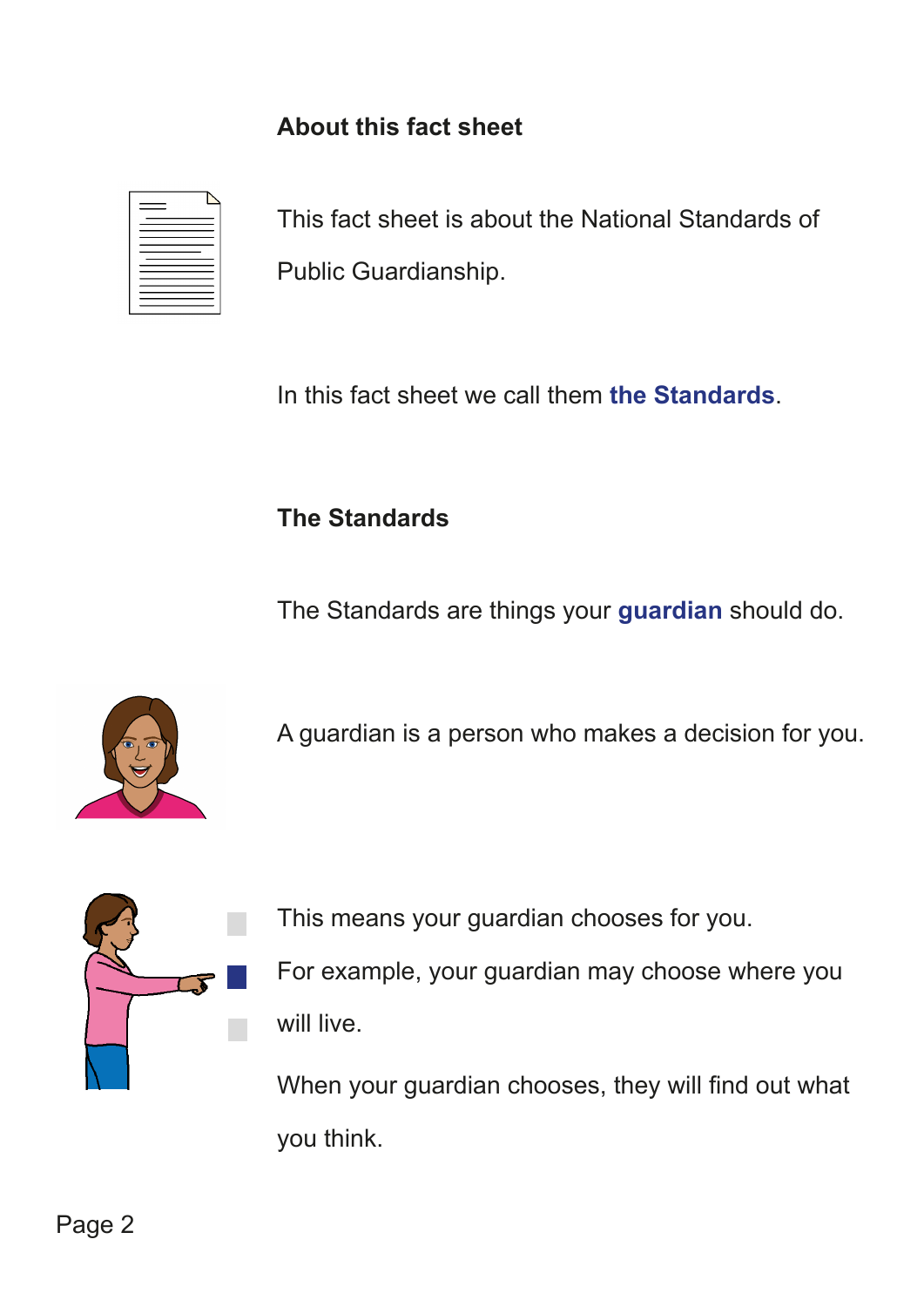## About this fact sheet

This fact sheet is about the National Standards of Public Guardianship.

In this fact sheet we call them **the Standards**.

## The Standards

The Standards are things your **guardian** should do.

A guardian is a person who makes a decision for you.

This means your guardian chooses for you.

For example, your guardian may choose where you will live.

When your guardian chooses, they will find out what you think.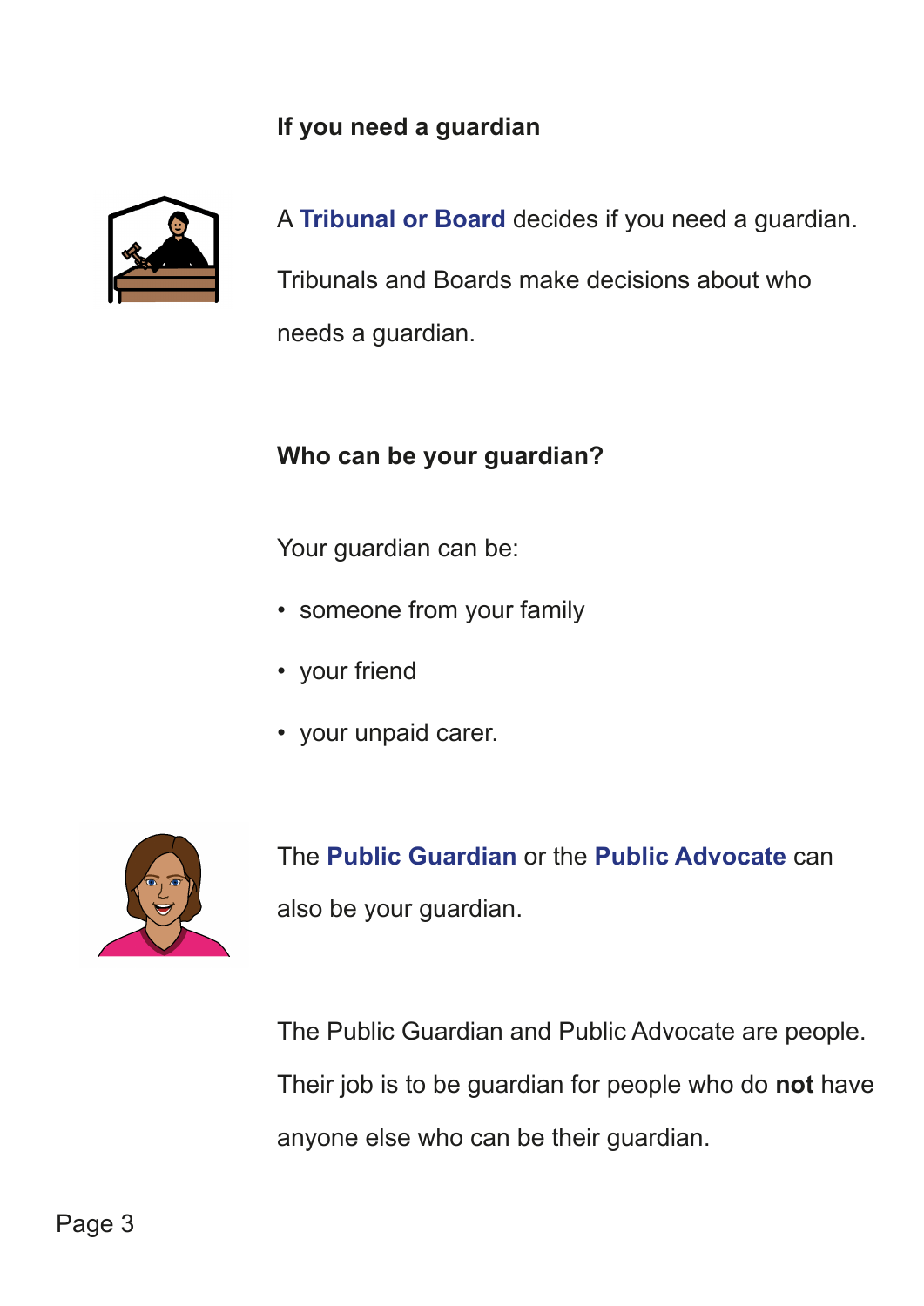## If you need a guardian

A **Tribunal or Board** decides if you need a guardian.

Tribunals and Boards make decisions about who needs a guardian.

## Who can be your guardian?

Your guardian can be:

- someone from your family
- your friend
- your unpaid carer.

The **Public Guardian** or the **Public Advocate** can also be your guardian.

The Public Guardian and Public Advocate are people. Their job is to be guardian for people who do **not** have anyone else who can be their guardian.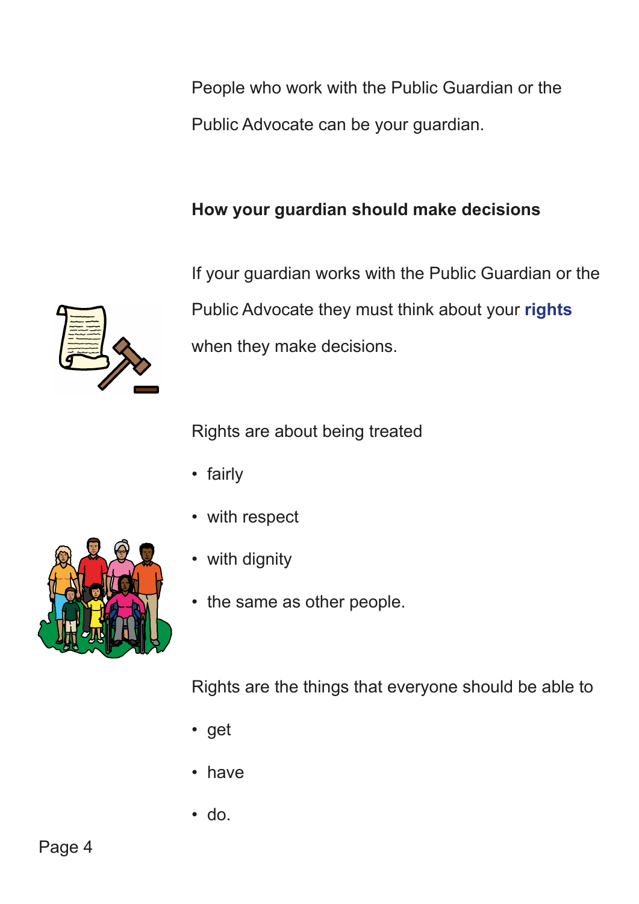People who work with the Public Guardian or the Public Advocate can be your guardian.

## How your guardian should make decisions

If your guardian works with the Public Guardian or the Public Advocate they must think about your **rights** when they make decisions.

Rights are about being treated

- fairly
- with respect
- with dignity
- the same as other people.

Rights are the things that everyone should be able to

- get
- have
- do.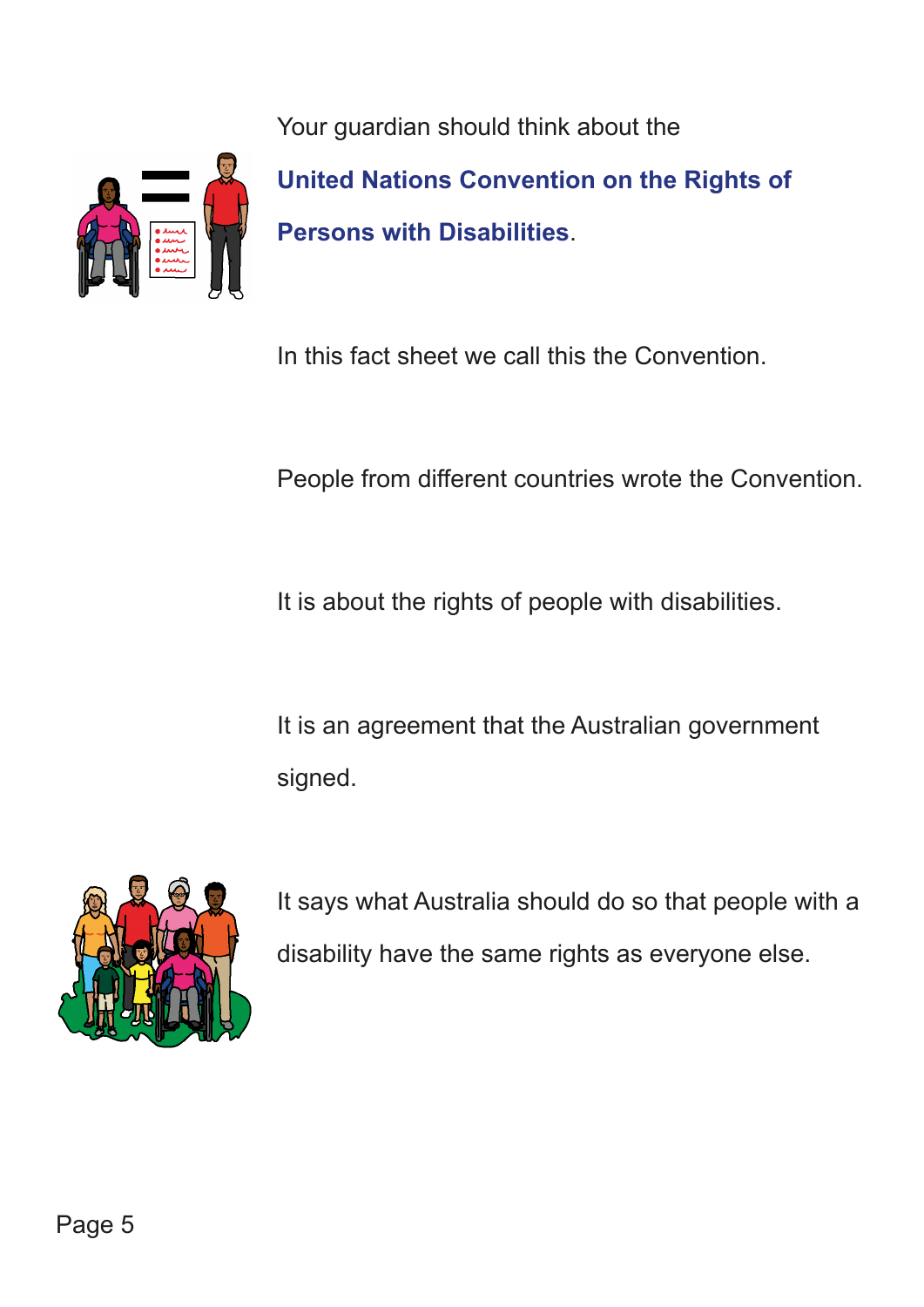Your guardian should think about the **United Nations Convention on the Rights of Persons with Disabilities**.

In this fact sheet we call this the Convention.

People from different countries wrote the Convention.

It is about the rights of people with disabilities.

It is an agreement that the Australian government signed.

It says what Australia should do so that people with a disability have the same rights as everyone else.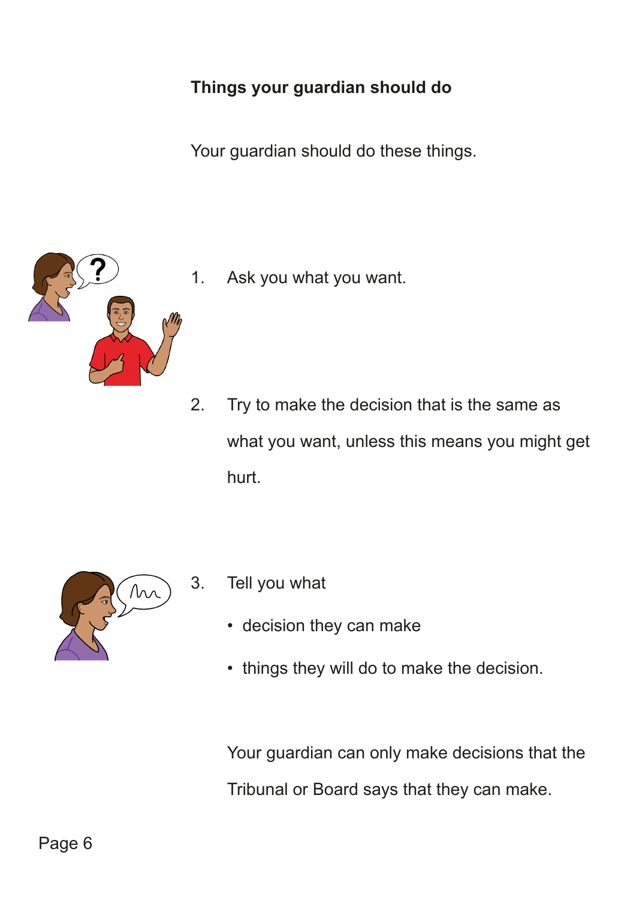**Things your guardian should do**

Your guardian should do these things.

1. Ask you what you want.

2. Try to make the decision that is the same as what you want, unless this means you might get hurt.

3. Tell you what
   - decision they can make
   - things they will do to make the decision.

   Your guardian can only make decisions that the Tribunal or Board says that they can make.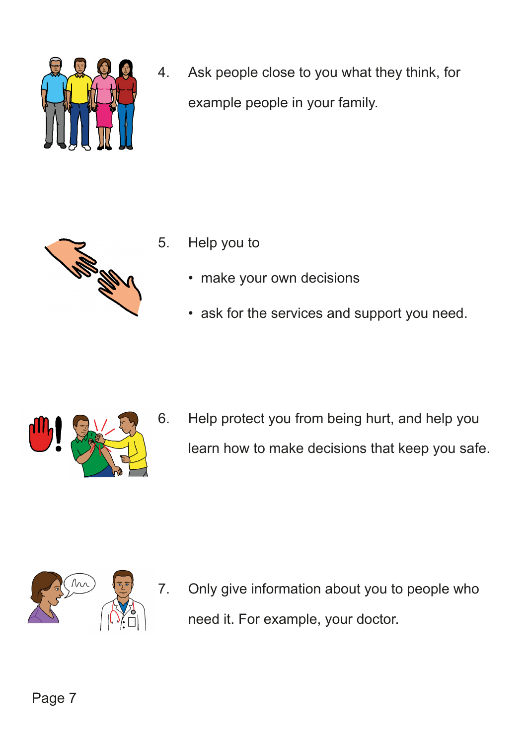4. Ask people close to you what they think, for example people in your family.

5. Help you to
   - make your own decisions
   - ask for the services and support you need.

6. Help protect you from being hurt, and help you learn how to make decisions that keep you safe.

7. Only give information about you to people who need it. For example, your doctor.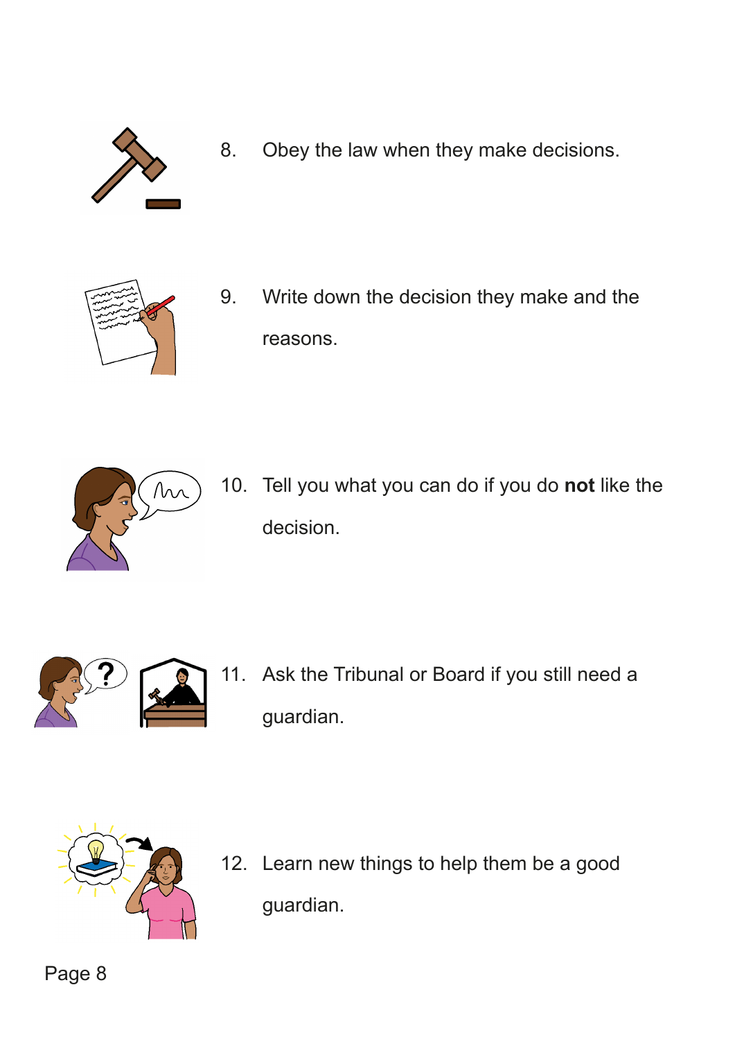8. Obey the law when they make decisions.

9. Write down the decision they make and the reasons.

10. Tell you what you can do if you do **not** like the decision.

11. Ask the Tribunal or Board if you still need a guardian.

12. Learn new things to help them be a good guardian.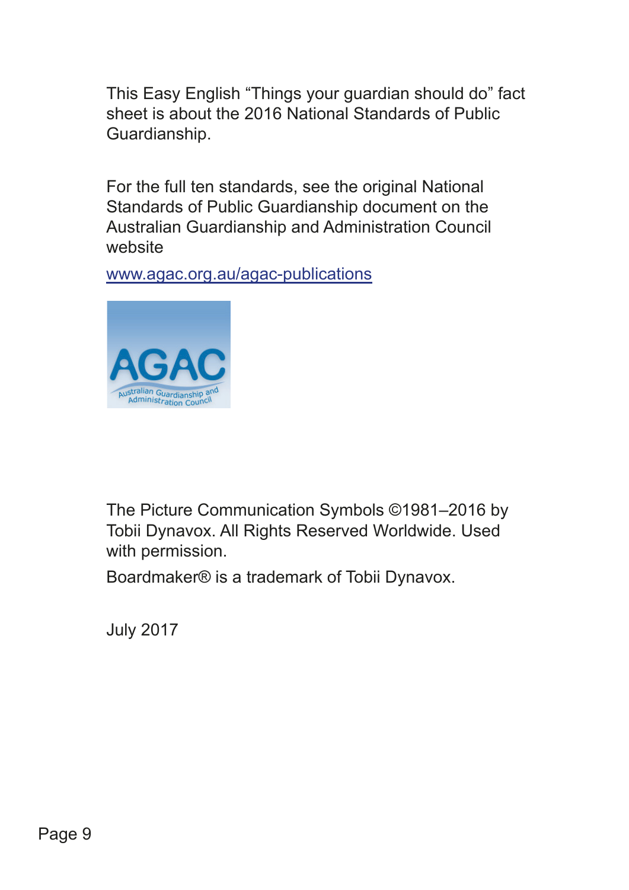This Easy English “Things your guardian should do” fact sheet is about the 2016 National Standards of Public Guardianship.

For the full ten standards, see the original National Standards of Public Guardianship document on the Australian Guardianship and Administration Council website

[www.agac.org.au/agac-publications](http://www.agac.org.au/agac-publications)

The Picture Communication Symbols ©1981–2016 by Tobii Dynavox. All Rights Reserved Worldwide. Used with permission.

Boardmaker® is a trademark of Tobii Dynavox.

July 2017